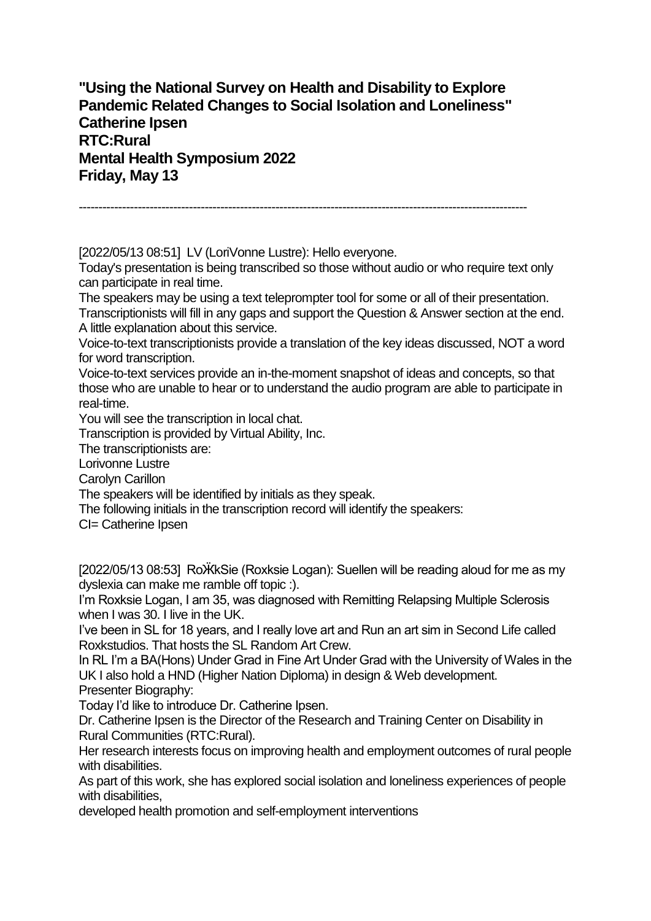**"Using the National Survey on Health and Disability to Explore Pandemic Related Changes to Social Isolation and Loneliness"**
**Catherine Ipsen**
**RTC:Rural**
**Mental Health Symposium 2022**
**Friday, May 13**

---

[2022/05/13 08:51] LV (LoriVonne Lustre): Hello everyone.
Today's presentation is being transcribed so those without audio or who require text only can participate in real time.
The speakers may be using a text teleprompter tool for some or all of their presentation.
Transcriptionists will fill in any gaps and support the Question & Answer section at the end.
A little explanation about this service.
Voice-to-text transcriptionists provide a translation of the key ideas discussed, NOT a word for word transcription.
Voice-to-text services provide an in-the-moment snapshot of ideas and concepts, so that those who are unable to hear or to understand the audio program are able to participate in real-time.
You will see the transcription in local chat.
Transcription is provided by Virtual Ability, Inc.
The transcriptionists are:
Lorivonne Lustre
Carolyn Carillon
The speakers will be identified by initials as they speak.
The following initials in the transcription record will identify the speakers:
CI= Catherine Ipsen

[2022/05/13 08:53] RoӜkSie (Roxksie Logan): Suellen will be reading aloud for me as my dyslexia can make me ramble off topic :).
I'm Roxksie Logan, I am 35, was diagnosed with Remitting Relapsing Multiple Sclerosis when I was 30. I live in the UK.
I've been in SL for 18 years, and I really love art and Run an art sim in Second Life called Roxkstudios. That hosts the SL Random Art Crew.
In RL I'm a BA(Hons) Under Grad in Fine Art Under Grad with the University of Wales in the UK I also hold a HND (Higher Nation Diploma) in design & Web development.
Presenter Biography:
Today I'd like to introduce Dr. Catherine Ipsen.
Dr. Catherine Ipsen is the Director of the Research and Training Center on Disability in Rural Communities (RTC:Rural).
Her research interests focus on improving health and employment outcomes of rural people with disabilities.
As part of this work, she has explored social isolation and loneliness experiences of people with disabilities,
developed health promotion and self-employment interventions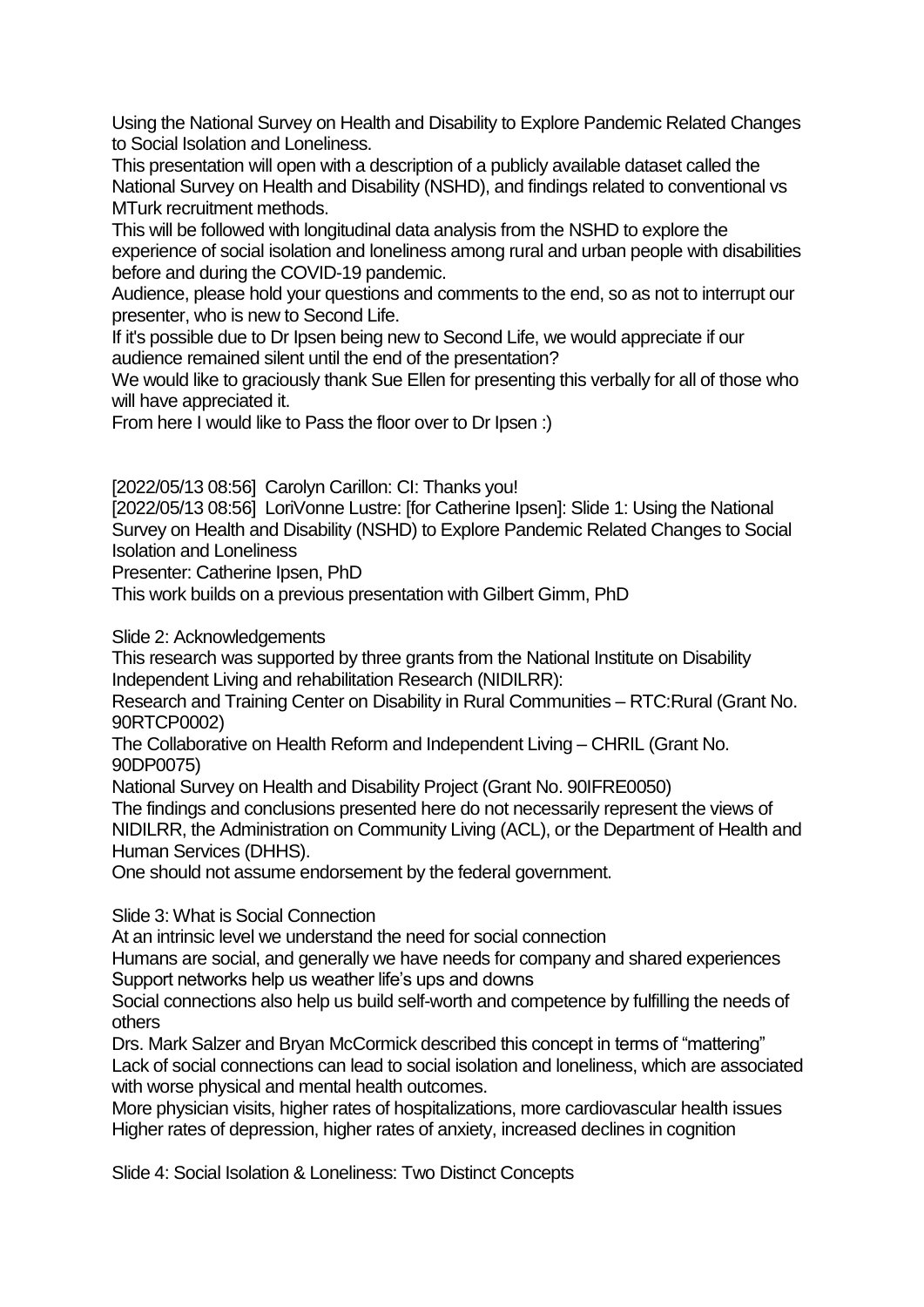Using the National Survey on Health and Disability to Explore Pandemic Related Changes to Social Isolation and Loneliness.

This presentation will open with a description of a publicly available dataset called the National Survey on Health and Disability (NSHD), and findings related to conventional vs MTurk recruitment methods.

This will be followed with longitudinal data analysis from the NSHD to explore the experience of social isolation and loneliness among rural and urban people with disabilities before and during the COVID-19 pandemic.

Audience, please hold your questions and comments to the end, so as not to interrupt our presenter, who is new to Second Life.

If it's possible due to Dr Ipsen being new to Second Life, we would appreciate if our audience remained silent until the end of the presentation?

We would like to graciously thank Sue Ellen for presenting this verbally for all of those who will have appreciated it.

From here I would like to Pass the floor over to Dr Ipsen :)

[2022/05/13 08:56] Carolyn Carillon: CI: Thanks you!

[2022/05/13 08:56] LoriVonne Lustre: [for Catherine Ipsen]: Slide 1: Using the National Survey on Health and Disability (NSHD) to Explore Pandemic Related Changes to Social Isolation and Loneliness

Presenter: Catherine Ipsen, PhD

This work builds on a previous presentation with Gilbert Gimm, PhD

Slide 2: Acknowledgements

This research was supported by three grants from the National Institute on Disability Independent Living and rehabilitation Research (NIDILRR):

Research and Training Center on Disability in Rural Communities – RTC:Rural (Grant No. 90RTCP0002)

The Collaborative on Health Reform and Independent Living – CHRIL (Grant No. 90DP0075)

National Survey on Health and Disability Project (Grant No. 90IFRE0050)

The findings and conclusions presented here do not necessarily represent the views of NIDILRR, the Administration on Community Living (ACL), or the Department of Health and Human Services (DHHS).

One should not assume endorsement by the federal government.

Slide 3: What is Social Connection

At an intrinsic level we understand the need for social connection

Humans are social, and generally we have needs for company and shared experiences

Support networks help us weather life's ups and downs

Social connections also help us build self-worth and competence by fulfilling the needs of others

Drs. Mark Salzer and Bryan McCormick described this concept in terms of "mattering"

Lack of social connections can lead to social isolation and loneliness, which are associated with worse physical and mental health outcomes.

More physician visits, higher rates of hospitalizations, more cardiovascular health issues

Higher rates of depression, higher rates of anxiety, increased declines in cognition

Slide 4: Social Isolation & Loneliness: Two Distinct Concepts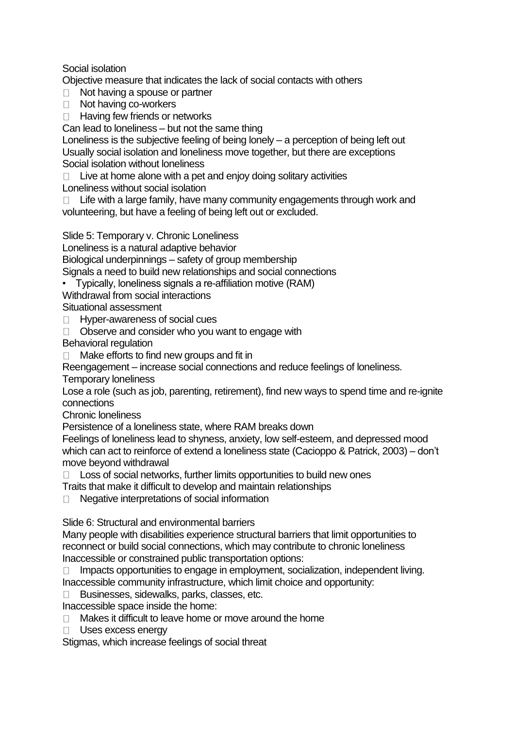Social isolation

Objective measure that indicates the lack of social contacts with others

- Not having a spouse or partner
- Not having co-workers
- Having few friends or networks

Can lead to loneliness – but not the same thing

Loneliness is the subjective feeling of being lonely – a perception of being left out

Usually social isolation and loneliness move together, but there are exceptions

Social isolation without loneliness

- Live at home alone with a pet and enjoy doing solitary activities

Loneliness without social isolation

- Life with a large family, have many community engagements through work and volunteering, but have a feeling of being left out or excluded.

Slide 5: Temporary v. Chronic Loneliness

Loneliness is a natural adaptive behavior

Biological underpinnings – safety of group membership

Signals a need to build new relationships and social connections

- Typically, loneliness signals a re-affiliation motive (RAM)

Withdrawal from social interactions

Situational assessment

- Hyper-awareness of social cues
- Observe and consider who you want to engage with

Behavioral regulation

- Make efforts to find new groups and fit in

Reengagement – increase social connections and reduce feelings of loneliness.

Temporary loneliness

Lose a role (such as job, parenting, retirement), find new ways to spend time and re-ignite connections

Chronic loneliness

Persistence of a loneliness state, where RAM breaks down

Feelings of loneliness lead to shyness, anxiety, low self-esteem, and depressed mood which can act to reinforce of extend a loneliness state (Cacioppo & Patrick, 2003) – don't move beyond withdrawal

- Loss of social networks, further limits opportunities to build new ones

Traits that make it difficult to develop and maintain relationships

- Negative interpretations of social information

Slide 6: Structural and environmental barriers

Many people with disabilities experience structural barriers that limit opportunities to reconnect or build social connections, which may contribute to chronic loneliness

Inaccessible or constrained public transportation options:

- Impacts opportunities to engage in employment, socialization, independent living.

Inaccessible community infrastructure, which limit choice and opportunity:

- Businesses, sidewalks, parks, classes, etc.

Inaccessible space inside the home:

- Makes it difficult to leave home or move around the home
- Uses excess energy

Stigmas, which increase feelings of social threat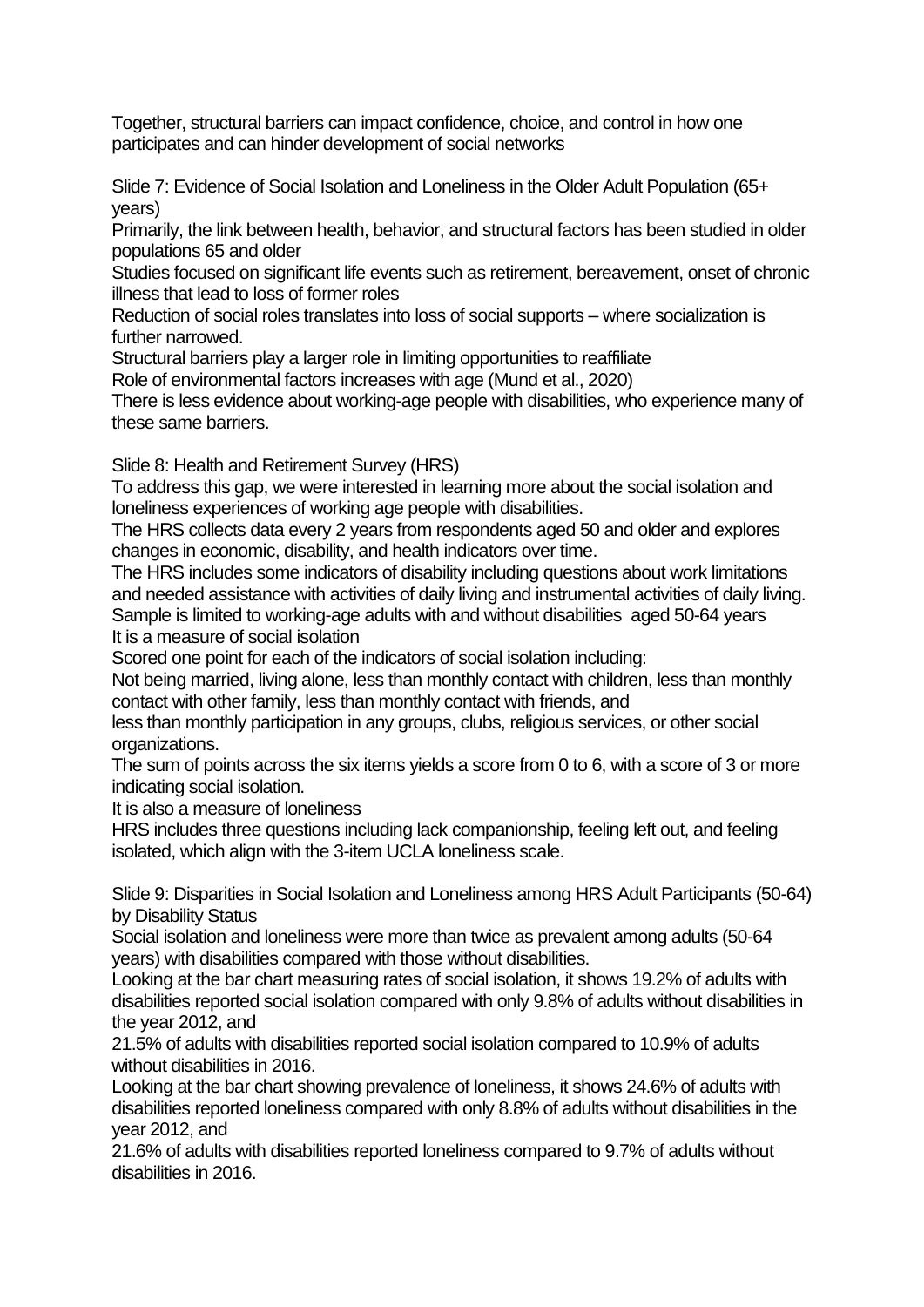Together, structural barriers can impact confidence, choice, and control in how one participates and can hinder development of social networks

Slide 7: Evidence of Social Isolation and Loneliness in the Older Adult Population (65+ years)

Primarily, the link between health, behavior, and structural factors has been studied in older populations 65 and older

Studies focused on significant life events such as retirement, bereavement, onset of chronic illness that lead to loss of former roles

Reduction of social roles translates into loss of social supports – where socialization is further narrowed.

Structural barriers play a larger role in limiting opportunities to reaffiliate

Role of environmental factors increases with age (Mund et al., 2020)

There is less evidence about working-age people with disabilities, who experience many of these same barriers.

Slide 8: Health and Retirement Survey (HRS)

To address this gap, we were interested in learning more about the social isolation and loneliness experiences of working age people with disabilities.

The HRS collects data every 2 years from respondents aged 50 and older and explores changes in economic, disability, and health indicators over time.

The HRS includes some indicators of disability including questions about work limitations and needed assistance with activities of daily living and instrumental activities of daily living.

Sample is limited to working-age adults with and without disabilities aged 50-64 years

It is a measure of social isolation

Scored one point for each of the indicators of social isolation including:

Not being married, living alone, less than monthly contact with children, less than monthly contact with other family, less than monthly contact with friends, and

less than monthly participation in any groups, clubs, religious services, or other social organizations.

The sum of points across the six items yields a score from 0 to 6, with a score of 3 or more indicating social isolation.

It is also a measure of loneliness

HRS includes three questions including lack companionship, feeling left out, and feeling isolated, which align with the 3-item UCLA loneliness scale.

Slide 9: Disparities in Social Isolation and Loneliness among HRS Adult Participants (50-64) by Disability Status

Social isolation and loneliness were more than twice as prevalent among adults (50-64 years) with disabilities compared with those without disabilities.

Looking at the bar chart measuring rates of social isolation, it shows 19.2% of adults with disabilities reported social isolation compared with only 9.8% of adults without disabilities in the year 2012, and

21.5% of adults with disabilities reported social isolation compared to 10.9% of adults without disabilities in 2016.

Looking at the bar chart showing prevalence of loneliness, it shows 24.6% of adults with disabilities reported loneliness compared with only 8.8% of adults without disabilities in the year 2012, and

21.6% of adults with disabilities reported loneliness compared to 9.7% of adults without disabilities in 2016.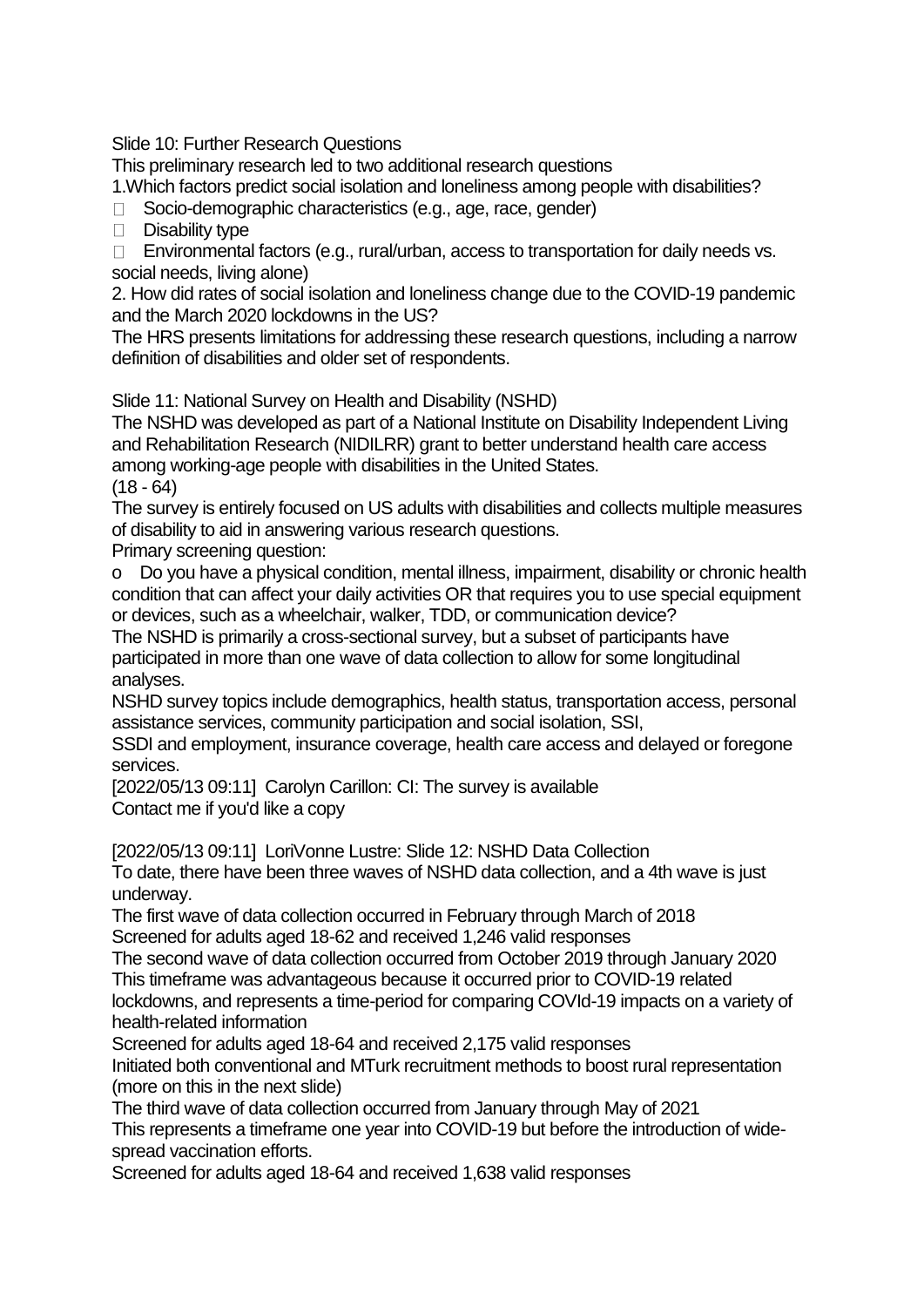Slide 10: Further Research Questions

This preliminary research led to two additional research questions

1.Which factors predict social isolation and loneliness among people with disabilities?

-  Socio-demographic characteristics (e.g., age, race, gender)
-  Disability type
-  Environmental factors (e.g., rural/urban, access to transportation for daily needs vs. social needs, living alone)

2. How did rates of social isolation and loneliness change due to the COVID-19 pandemic and the March 2020 lockdowns in the US?

The HRS presents limitations for addressing these research questions, including a narrow definition of disabilities and older set of respondents.

Slide 11: National Survey on Health and Disability (NSHD)

The NSHD was developed as part of a National Institute on Disability Independent Living and Rehabilitation Research (NIDILRR) grant to better understand health care access among working-age people with disabilities in the United States.

(18 - 64)

The survey is entirely focused on US adults with disabilities and collects multiple measures of disability to aid in answering various research questions.

Primary screening question:

o Do you have a physical condition, mental illness, impairment, disability or chronic health condition that can affect your daily activities OR that requires you to use special equipment or devices, such as a wheelchair, walker, TDD, or communication device?

The NSHD is primarily a cross-sectional survey, but a subset of participants have participated in more than one wave of data collection to allow for some longitudinal analyses.

NSHD survey topics include demographics, health status, transportation access, personal assistance services, community participation and social isolation, SSI,
SSDI and employment, insurance coverage, health care access and delayed or foregone services.

[2022/05/13 09:11] Carolyn Carillon: CI: The survey is available
Contact me if you'd like a copy

[2022/05/13 09:11] LoriVonne Lustre: Slide 12: NSHD Data Collection

To date, there have been three waves of NSHD data collection, and a 4th wave is just underway.

The first wave of data collection occurred in February through March of 2018

Screened for adults aged 18-62 and received 1,246 valid responses

The second wave of data collection occurred from October 2019 through January 2020

This timeframe was advantageous because it occurred prior to COVID-19 related lockdowns, and represents a time-period for comparing COVId-19 impacts on a variety of health-related information

Screened for adults aged 18-64 and received 2,175 valid responses

Initiated both conventional and MTurk recruitment methods to boost rural representation (more on this in the next slide)

The third wave of data collection occurred from January through May of 2021

This represents a timeframe one year into COVID-19 but before the introduction of wide-spread vaccination efforts.

Screened for adults aged 18-64 and received 1,638 valid responses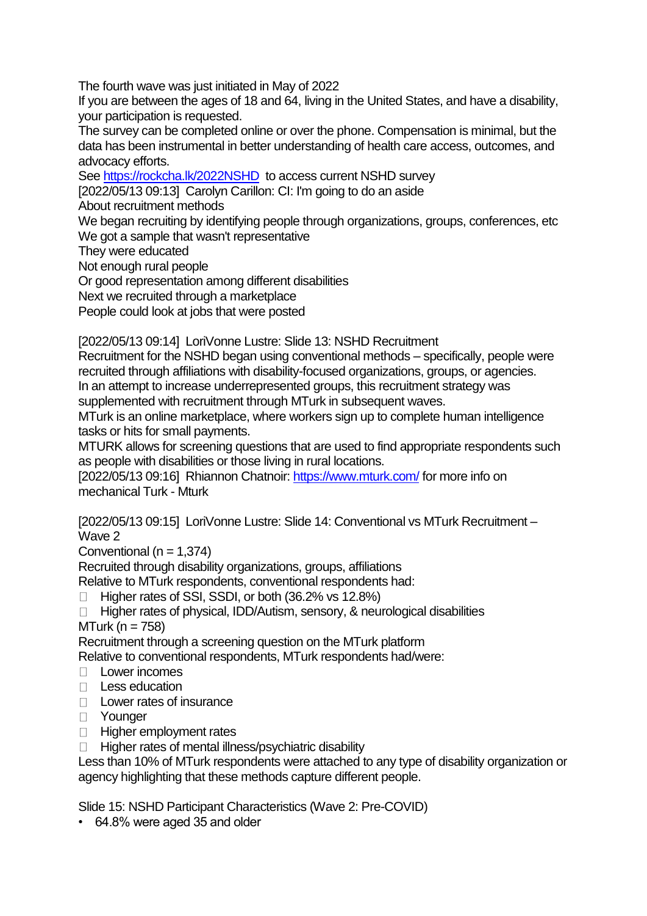The fourth wave was just initiated in May of 2022

If you are between the ages of 18 and 64, living in the United States, and have a disability, your participation is requested.

The survey can be completed online or over the phone. Compensation is minimal, but the data has been instrumental in better understanding of health care access, outcomes, and advocacy efforts.

See https://rockcha.lk/2022NSHD to access current NSHD survey

[2022/05/13 09:13] Carolyn Carillon: CI: I'm going to do an aside

About recruitment methods

We began recruiting by identifying people through organizations, groups, conferences, etc

We got a sample that wasn't representative

They were educated

Not enough rural people

Or good representation among different disabilities

Next we recruited through a marketplace

People could look at jobs that were posted

[2022/05/13 09:14] LoriVonne Lustre: Slide 13: NSHD Recruitment

Recruitment for the NSHD began using conventional methods – specifically, people were recruited through affiliations with disability-focused organizations, groups, or agencies.

In an attempt to increase underrepresented groups, this recruitment strategy was supplemented with recruitment through MTurk in subsequent waves.

MTurk is an online marketplace, where workers sign up to complete human intelligence tasks or hits for small payments.

MTURK allows for screening questions that are used to find appropriate respondents such as people with disabilities or those living in rural locations.

[2022/05/13 09:16] Rhiannon Chatnoir: https://www.mturk.com/ for more info on mechanical Turk - Mturk

[2022/05/13 09:15] LoriVonne Lustre: Slide 14: Conventional vs MTurk Recruitment – Wave 2

Conventional (n = 1,374)

Recruited through disability organizations, groups, affiliations

Relative to MTurk respondents, conventional respondents had:

- Higher rates of SSI, SSDI, or both (36.2% vs 12.8%)
- Higher rates of physical, IDD/Autism, sensory, & neurological disabilities

MTurk (n = 758)

Recruitment through a screening question on the MTurk platform

Relative to conventional respondents, MTurk respondents had/were:

- Lower incomes
- Less education
- Lower rates of insurance
- Younger
- Higher employment rates
- Higher rates of mental illness/psychiatric disability

Less than 10% of MTurk respondents were attached to any type of disability organization or agency highlighting that these methods capture different people.

Slide 15: NSHD Participant Characteristics (Wave 2: Pre-COVID)

- 64.8% were aged 35 and older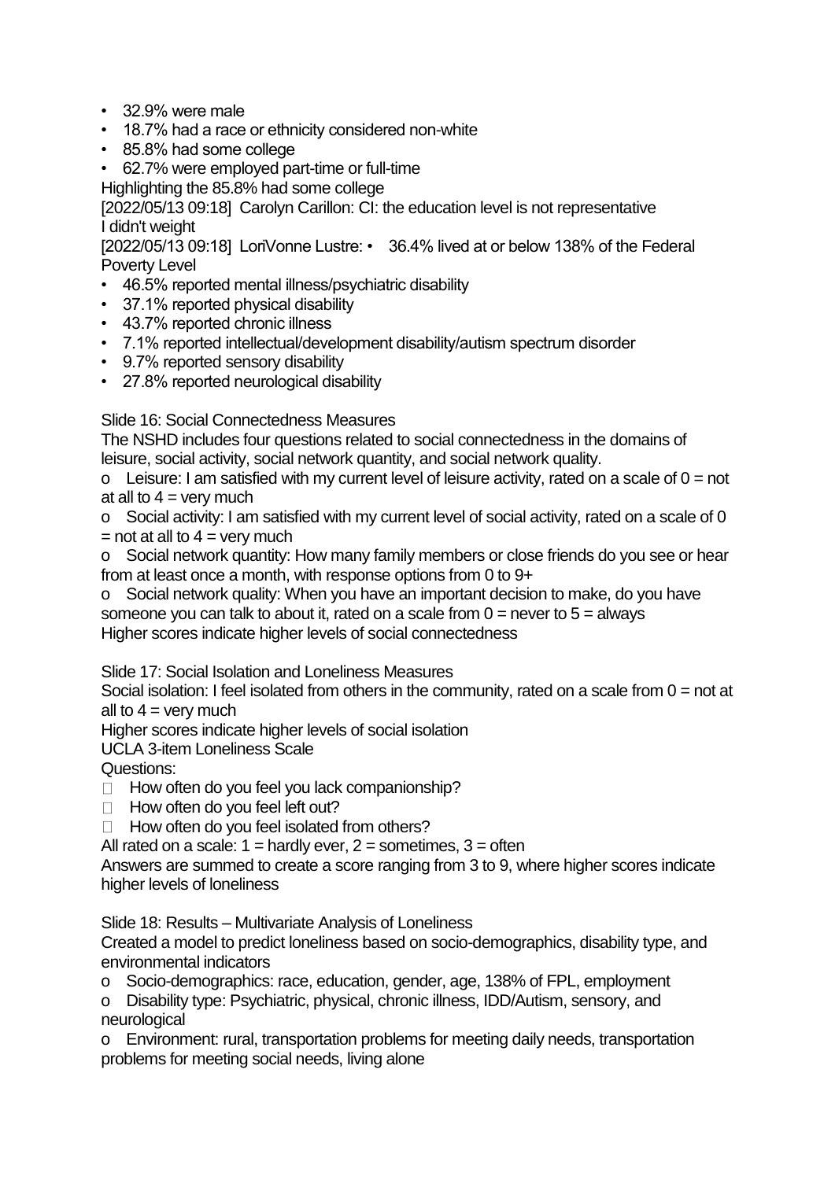- 32.9% were male
- 18.7% had a race or ethnicity considered non-white
- 85.8% had some college
- 62.7% were employed part-time or full-time

Highlighting the 85.8% had some college

[2022/05/13 09:18] Carolyn Carillon: CI: the education level is not representative
I didn't weight

[2022/05/13 09:18] LoriVonne Lustre: • 36.4% lived at or below 138% of the Federal Poverty Level

- 46.5% reported mental illness/psychiatric disability
- 37.1% reported physical disability
- 43.7% reported chronic illness
- 7.1% reported intellectual/development disability/autism spectrum disorder
- 9.7% reported sensory disability
- 27.8% reported neurological disability

Slide 16: Social Connectedness Measures

The NSHD includes four questions related to social connectedness in the domains of leisure, social activity, social network quantity, and social network quality.

- o Leisure: I am satisfied with my current level of leisure activity, rated on a scale of 0 = not at all to 4 = very much
- o Social activity: I am satisfied with my current level of social activity, rated on a scale of 0 = not at all to 4 = very much
- o Social network quantity: How many family members or close friends do you see or hear from at least once a month, with response options from 0 to 9+
- o Social network quality: When you have an important decision to make, do you have someone you can talk to about it, rated on a scale from 0 = never to 5 = always

Higher scores indicate higher levels of social connectedness

Slide 17: Social Isolation and Loneliness Measures

Social isolation: I feel isolated from others in the community, rated on a scale from 0 = not at all to 4 = very much

Higher scores indicate higher levels of social isolation

UCLA 3-item Loneliness Scale

Questions:

- How often do you feel you lack companionship?
- How often do you feel left out?
- How often do you feel isolated from others?

All rated on a scale: 1 = hardly ever, 2 = sometimes, 3 = often

Answers are summed to create a score ranging from 3 to 9, where higher scores indicate higher levels of loneliness

Slide 18: Results – Multivariate Analysis of Loneliness

Created a model to predict loneliness based on socio-demographics, disability type, and environmental indicators

- o Socio-demographics: race, education, gender, age, 138% of FPL, employment
- o Disability type: Psychiatric, physical, chronic illness, IDD/Autism, sensory, and neurological
- o Environment: rural, transportation problems for meeting daily needs, transportation problems for meeting social needs, living alone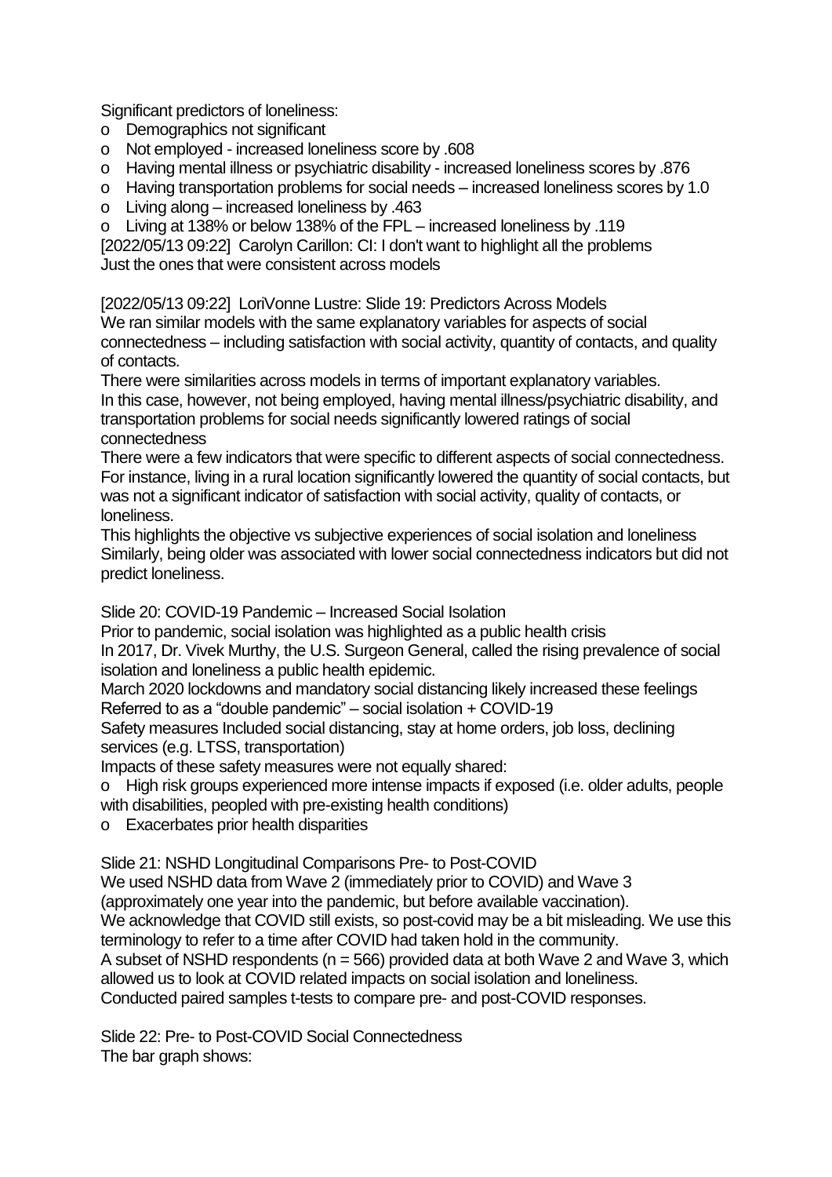Significant predictors of loneliness:

- o Demographics not significant
- o Not employed - increased loneliness score by .608
- o Having mental illness or psychiatric disability - increased loneliness scores by .876
- o Having transportation problems for social needs – increased loneliness scores by 1.0
- o Living along – increased loneliness by .463
- o Living at 138% or below 138% of the FPL – increased loneliness by .119

[2022/05/13 09:22] Carolyn Carillon: CI: I don't want to highlight all the problems
Just the ones that were consistent across models

[2022/05/13 09:22] LoriVonne Lustre: Slide 19: Predictors Across Models
We ran similar models with the same explanatory variables for aspects of social connectedness – including satisfaction with social activity, quantity of contacts, and quality of contacts.
There were similarities across models in terms of important explanatory variables.
In this case, however, not being employed, having mental illness/psychiatric disability, and transportation problems for social needs significantly lowered ratings of social connectedness
There were a few indicators that were specific to different aspects of social connectedness. For instance, living in a rural location significantly lowered the quantity of social contacts, but was not a significant indicator of satisfaction with social activity, quality of contacts, or loneliness.
This highlights the objective vs subjective experiences of social isolation and loneliness
Similarly, being older was associated with lower social connectedness indicators but did not predict loneliness.

Slide 20: COVID-19 Pandemic – Increased Social Isolation
Prior to pandemic, social isolation was highlighted as a public health crisis
In 2017, Dr. Vivek Murthy, the U.S. Surgeon General, called the rising prevalence of social isolation and loneliness a public health epidemic.
March 2020 lockdowns and mandatory social distancing likely increased these feelings
Referred to as a "double pandemic" – social isolation + COVID-19
Safety measures Included social distancing, stay at home orders, job loss, declining services (e.g. LTSS, transportation)
Impacts of these safety measures were not equally shared:

- o High risk groups experienced more intense impacts if exposed (i.e. older adults, people with disabilities, peopled with pre-existing health conditions)
- o Exacerbates prior health disparities

Slide 21: NSHD Longitudinal Comparisons Pre- to Post-COVID
We used NSHD data from Wave 2 (immediately prior to COVID) and Wave 3 (approximately one year into the pandemic, but before available vaccination).
We acknowledge that COVID still exists, so post-covid may be a bit misleading. We use this terminology to refer to a time after COVID had taken hold in the community.
A subset of NSHD respondents (n = 566) provided data at both Wave 2 and Wave 3, which allowed us to look at COVID related impacts on social isolation and loneliness.
Conducted paired samples t-tests to compare pre- and post-COVID responses.

Slide 22: Pre- to Post-COVID Social Connectedness
The bar graph shows: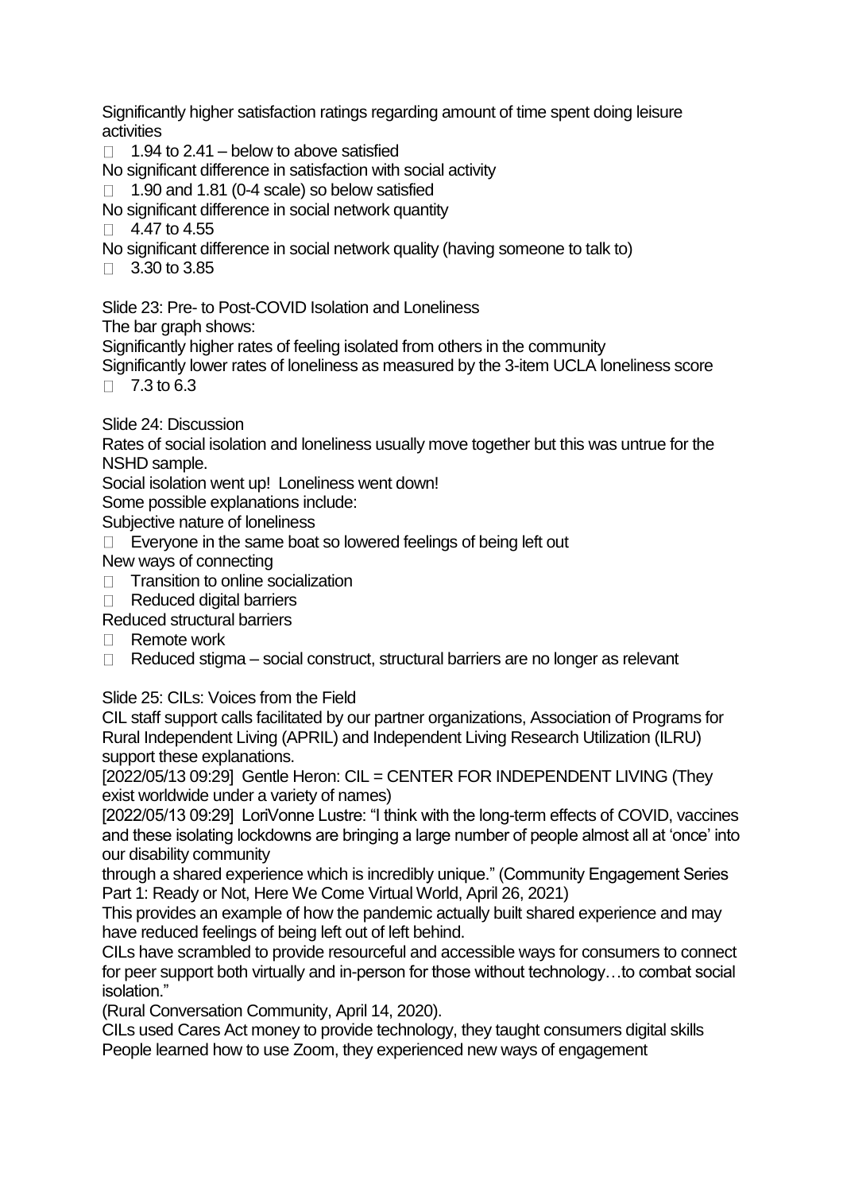Significantly higher satisfaction ratings regarding amount of time spent doing leisure activities

- 1.94 to 2.41 – below to above satisfied

No significant difference in satisfaction with social activity

- 1.90 and 1.81 (0-4 scale) so below satisfied

No significant difference in social network quantity

- 4.47 to 4.55

No significant difference in social network quality (having someone to talk to)

- 3.30 to 3.85

Slide 23: Pre- to Post-COVID Isolation and Loneliness

The bar graph shows:

Significantly higher rates of feeling isolated from others in the community

Significantly lower rates of loneliness as measured by the 3-item UCLA loneliness score

- 7.3 to 6.3

Slide 24: Discussion

Rates of social isolation and loneliness usually move together but this was untrue for the NSHD sample.

Social isolation went up! Loneliness went down!

Some possible explanations include:

Subjective nature of loneliness

- Everyone in the same boat so lowered feelings of being left out

New ways of connecting

- Transition to online socialization
- Reduced digital barriers

Reduced structural barriers

- Remote work
- Reduced stigma – social construct, structural barriers are no longer as relevant

Slide 25: CILs: Voices from the Field

CIL staff support calls facilitated by our partner organizations, Association of Programs for Rural Independent Living (APRIL) and Independent Living Research Utilization (ILRU) support these explanations.

[2022/05/13 09:29] Gentle Heron: CIL = CENTER FOR INDEPENDENT LIVING (They exist worldwide under a variety of names)

[2022/05/13 09:29] LoriVonne Lustre: "I think with the long-term effects of COVID, vaccines and these isolating lockdowns are bringing a large number of people almost all at 'once' into our disability community

through a shared experience which is incredibly unique." (Community Engagement Series Part 1: Ready or Not, Here We Come Virtual World, April 26, 2021)

This provides an example of how the pandemic actually built shared experience and may have reduced feelings of being left out of left behind.

CILs have scrambled to provide resourceful and accessible ways for consumers to connect for peer support both virtually and in-person for those without technology…to combat social isolation."

(Rural Conversation Community, April 14, 2020).

CILs used Cares Act money to provide technology, they taught consumers digital skills

People learned how to use Zoom, they experienced new ways of engagement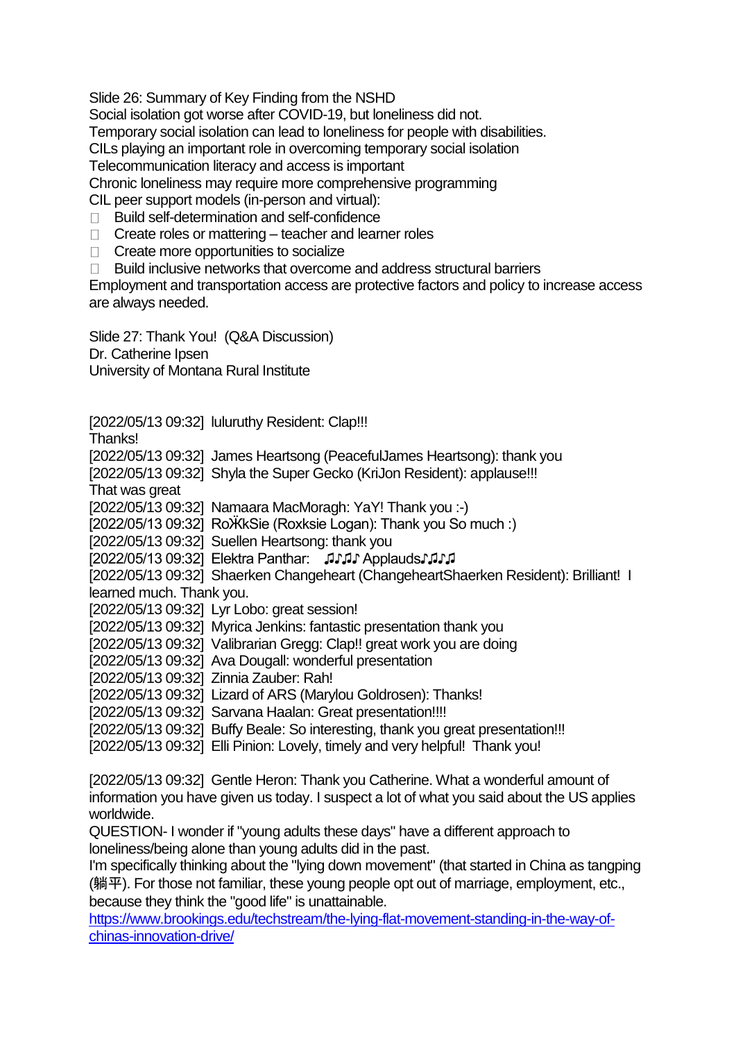Slide 26: Summary of Key Finding from the NSHD

Social isolation got worse after COVID-19, but loneliness did not.

Temporary social isolation can lead to loneliness for people with disabilities.

CILs playing an important role in overcoming temporary social isolation

Telecommunication literacy and access is important

Chronic loneliness may require more comprehensive programming

CIL peer support models (in-person and virtual):

- Build self-determination and self-confidence
- Create roles or mattering – teacher and learner roles
- Create more opportunities to socialize
- Build inclusive networks that overcome and address structural barriers

Employment and transportation access are protective factors and policy to increase access are always needed.

Slide 27: Thank You! (Q&A Discussion)

Dr. Catherine Ipsen

University of Montana Rural Institute

[2022/05/13 09:32] luluruthy Resident: Clap!!!
Thanks!

[2022/05/13 09:32] James Heartsong (PeacefulJames Heartsong): thank you

[2022/05/13 09:32] Shyla the Super Gecko (KriJon Resident): applause!!!
That was great

[2022/05/13 09:32] Namaara MacMoragh: YaY! Thank you :-)

[2022/05/13 09:32] RoӜkSie (Roxksie Logan): Thank you So much :)

[2022/05/13 09:32] Suellen Heartsong: thank you

[2022/05/13 09:32] Elektra Panthar: ♫♪♫♪ Applauds♪♫♪♫

[2022/05/13 09:32] Shaerken Changeheart (ChangeheartShaerken Resident): Brilliant! I learned much. Thank you.

[2022/05/13 09:32] Lyr Lobo: great session!

[2022/05/13 09:32] Myrica Jenkins: fantastic presentation thank you

[2022/05/13 09:32] Valibrarian Gregg: Clap!! great work you are doing

[2022/05/13 09:32] Ava Dougall: wonderful presentation

[2022/05/13 09:32] Zinnia Zauber: Rah!

[2022/05/13 09:32] Lizard of ARS (Marylou Goldrosen): Thanks!

[2022/05/13 09:32] Sarvana Haalan: Great presentation!!!!

[2022/05/13 09:32] Buffy Beale: So interesting, thank you great presentation!!!

[2022/05/13 09:32] Elli Pinion: Lovely, timely and very helpful! Thank you!

[2022/05/13 09:32] Gentle Heron: Thank you Catherine. What a wonderful amount of information you have given us today. I suspect a lot of what you said about the US applies worldwide.

QUESTION- I wonder if "young adults these days" have a different approach to loneliness/being alone than young adults did in the past.

I'm specifically thinking about the "lying down movement" (that started in China as tangping (躺平). For those not familiar, these young people opt out of marriage, employment, etc., because they think the "good life" is unattainable.

https://www.brookings.edu/techstream/the-lying-flat-movement-standing-in-the-way-of-chinas-innovation-drive/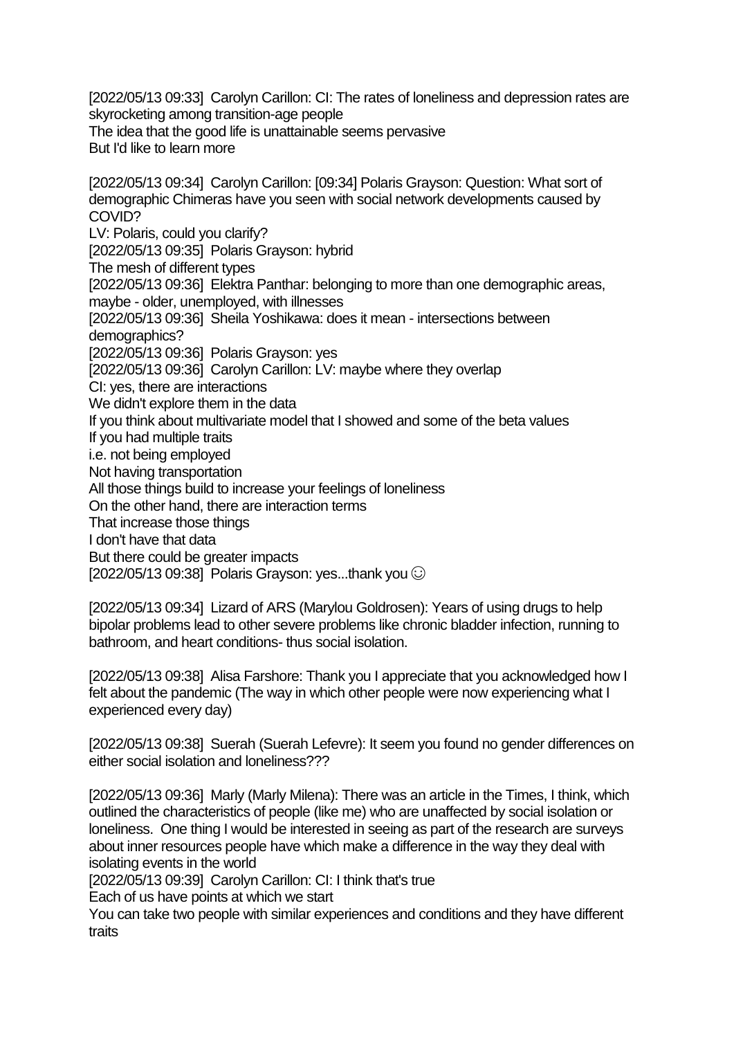[2022/05/13 09:33]  Carolyn Carillon: CI: The rates of loneliness and depression rates are skyrocketing among transition-age people
The idea that the good life is unattainable seems pervasive
But I'd like to learn more

[2022/05/13 09:34]  Carolyn Carillon: [09:34] Polaris Grayson: Question: What sort of demographic Chimeras have you seen with social network developments caused by COVID?
LV: Polaris, could you clarify?
[2022/05/13 09:35]  Polaris Grayson: hybrid
The mesh of different types
[2022/05/13 09:36]  Elektra Panthar: belonging to more than one demographic areas, maybe - older, unemployed, with illnesses
[2022/05/13 09:36]  Sheila Yoshikawa: does it mean - intersections between demographics?
[2022/05/13 09:36]  Polaris Grayson: yes
[2022/05/13 09:36]  Carolyn Carillon: LV: maybe where they overlap
CI: yes, there are interactions
We didn't explore them in the data
If you think about multivariate model that I showed and some of the beta values
If you had multiple traits
i.e. not being employed
Not having transportation
All those things build to increase your feelings of loneliness
On the other hand, there are interaction terms
That increase those things
I don't have that data
But there could be greater impacts
[2022/05/13 09:38]  Polaris Grayson: yes...thank you ☺

[2022/05/13 09:34]  Lizard of ARS (Marylou Goldrosen): Years of using drugs to help bipolar problems lead to other severe problems like chronic bladder infection, running to bathroom, and heart conditions- thus social isolation.

[2022/05/13 09:38]  Alisa Farshore: Thank you I appreciate that you acknowledged how I felt about the pandemic (The way in which other people were now experiencing what I experienced every day)

[2022/05/13 09:38]  Suerah (Suerah Lefevre): It seem you found no gender differences on either social isolation and loneliness???

[2022/05/13 09:36]  Marly (Marly Milena): There was an article in the Times, I think, which outlined the characteristics of people (like me) who are unaffected by social isolation or loneliness.  One thing I would be interested in seeing as part of the research are surveys about inner resources people have which make a difference in the way they deal with isolating events in the world
[2022/05/13 09:39]  Carolyn Carillon: CI: I think that's true
Each of us have points at which we start
You can take two people with similar experiences and conditions and they have different traits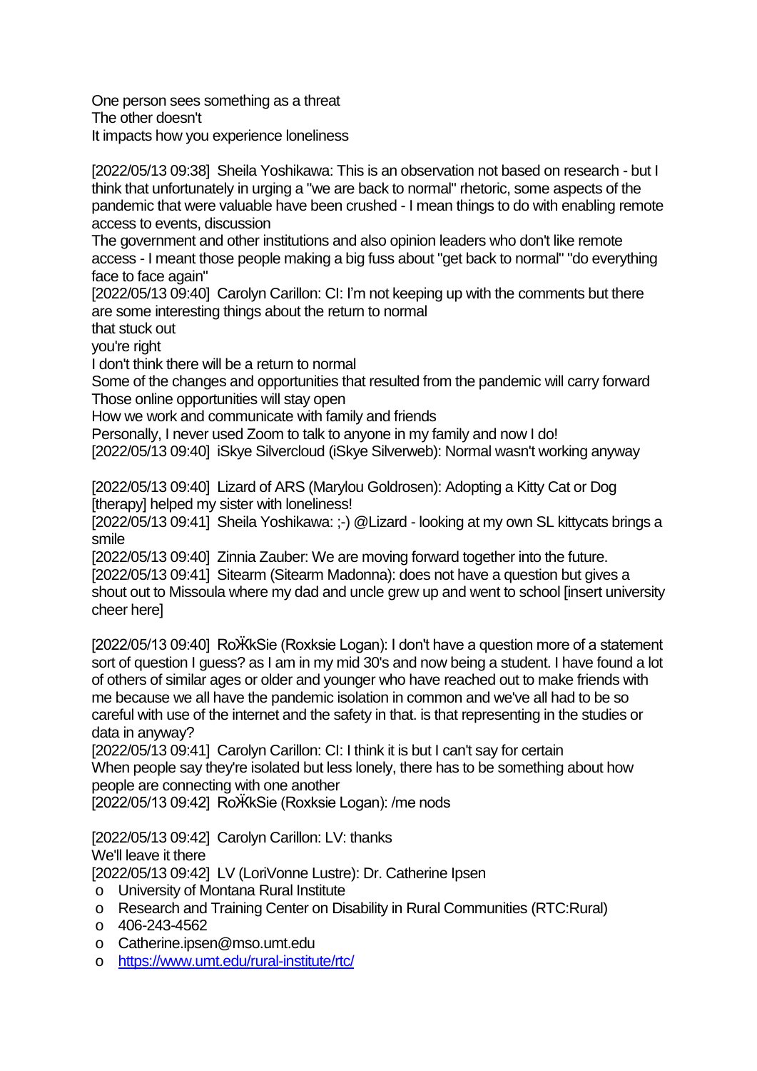One person sees something as a threat
The other doesn't
It impacts how you experience loneliness

[2022/05/13 09:38]  Sheila Yoshikawa: This is an observation not based on research - but I think that unfortunately in urging a "we are back to normal" rhetoric, some aspects of the pandemic that were valuable have been crushed - I mean things to do with enabling remote access to events, discussion
The government and other institutions and also opinion leaders who don't like remote access - I meant those people making a big fuss about "get back to normal" "do everything face to face again"
[2022/05/13 09:40]  Carolyn Carillon: CI: I'm not keeping up with the comments but there are some interesting things about the return to normal
that stuck out
you're right
I don't think there will be a return to normal
Some of the changes and opportunities that resulted from the pandemic will carry forward
Those online opportunities will stay open
How we work and communicate with family and friends
Personally, I never used Zoom to talk to anyone in my family and now I do!
[2022/05/13 09:40]  iSkye Silvercloud (iSkye Silverweb): Normal wasn't working anyway

[2022/05/13 09:40]  Lizard of ARS (Marylou Goldrosen): Adopting a Kitty Cat or Dog [therapy] helped my sister with loneliness!
[2022/05/13 09:41]  Sheila Yoshikawa: ;-) @Lizard - looking at my own SL kittycats brings a smile
[2022/05/13 09:40]  Zinnia Zauber: We are moving forward together into the future.
[2022/05/13 09:41]  Sitearm (Sitearm Madonna): does not have a question but gives a shout out to Missoula where my dad and uncle grew up and went to school [insert university cheer here]

[2022/05/13 09:40]  RoӜkSie (Roxksie Logan): I don't have a question more of a statement sort of question I guess? as I am in my mid 30's and now being a student. I have found a lot of others of similar ages or older and younger who have reached out to make friends with me because we all have the pandemic isolation in common and we've all had to be so careful with use of the internet and the safety in that. is that representing in the studies or data in anyway?
[2022/05/13 09:41]  Carolyn Carillon: CI: I think it is but I can't say for certain
When people say they're isolated but less lonely, there has to be something about how people are connecting with one another
[2022/05/13 09:42]  RoӜkSie (Roxksie Logan): /me nods

[2022/05/13 09:42]  Carolyn Carillon: LV: thanks
We'll leave it there
[2022/05/13 09:42]  LV (LoriVonne Lustre): Dr. Catherine Ipsen

- University of Montana Rural Institute
- Research and Training Center on Disability in Rural Communities (RTC:Rural)
- 406-243-4562
- Catherine.ipsen@mso.umt.edu
- https://www.umt.edu/rural-institute/rtc/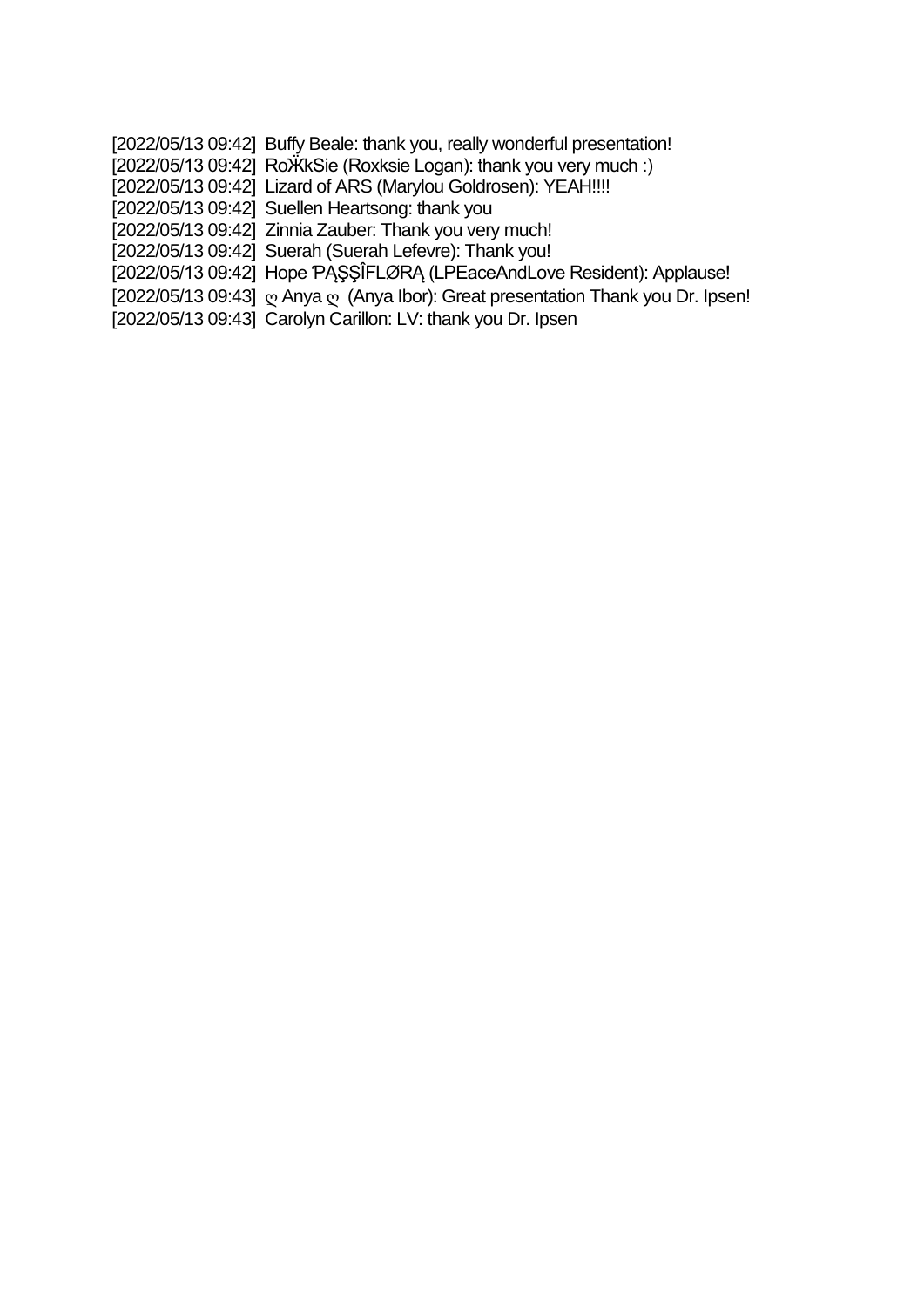[2022/05/13 09:42]  Buffy Beale: thank you, really wonderful presentation!
[2022/05/13 09:42]  RoЖkSie (Roxksie Logan): thank you very much :)
[2022/05/13 09:42]  Lizard of ARS (Marylou Goldrosen): YEAH!!!!
[2022/05/13 09:42]  Suellen Heartsong: thank you
[2022/05/13 09:42]  Zinnia Zauber: Thank you very much!
[2022/05/13 09:42]  Suerah (Suerah Lefevre): Thank you!
[2022/05/13 09:42]  Hope ƤĄȘÎFLØRĄ (LPEaceAndLove Resident): Applause!
[2022/05/13 09:43]  ღ Anya ღ  (Anya Ibor): Great presentation Thank you Dr. Ipsen!
[2022/05/13 09:43]  Carolyn Carillon: LV: thank you Dr. Ipsen